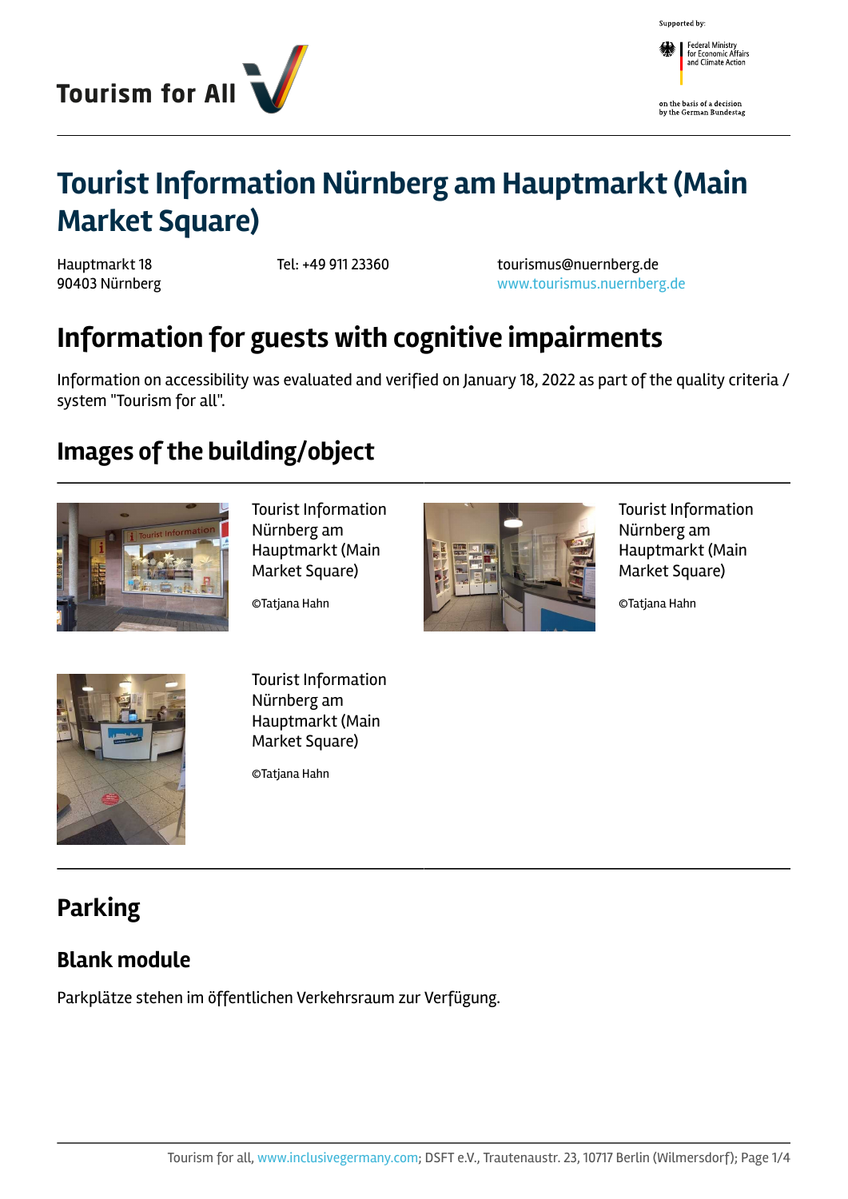Tourism for All

Supported by: Federal Ministry for Economic Affairs and Climate Action on the basis of a decision by the German Bundestag

# Tourist Information Nürnberg am Hauptmarkt (Main Market Square)

Hauptmarkt 18
90403 Nürnberg

Tel: +49 911 23360

tourismus@nuernberg.de
www.tourismus.nuernberg.de

## Information for guests with cognitive impairments

Information on accessibility was evaluated and verified on January 18, 2022 as part of the quality criteria / system "Tourism for all".

## Images of the building/object

Tourist Information Nürnberg am Hauptmarkt (Main Market Square)

©Tatjana Hahn

Tourist Information Nürnberg am Hauptmarkt (Main Market Square)

©Tatjana Hahn

Tourist Information Nürnberg am Hauptmarkt (Main Market Square)

©Tatjana Hahn

## Parking

### Blank module

Parkplätze stehen im öffentlichen Verkehrsraum zur Verfügung.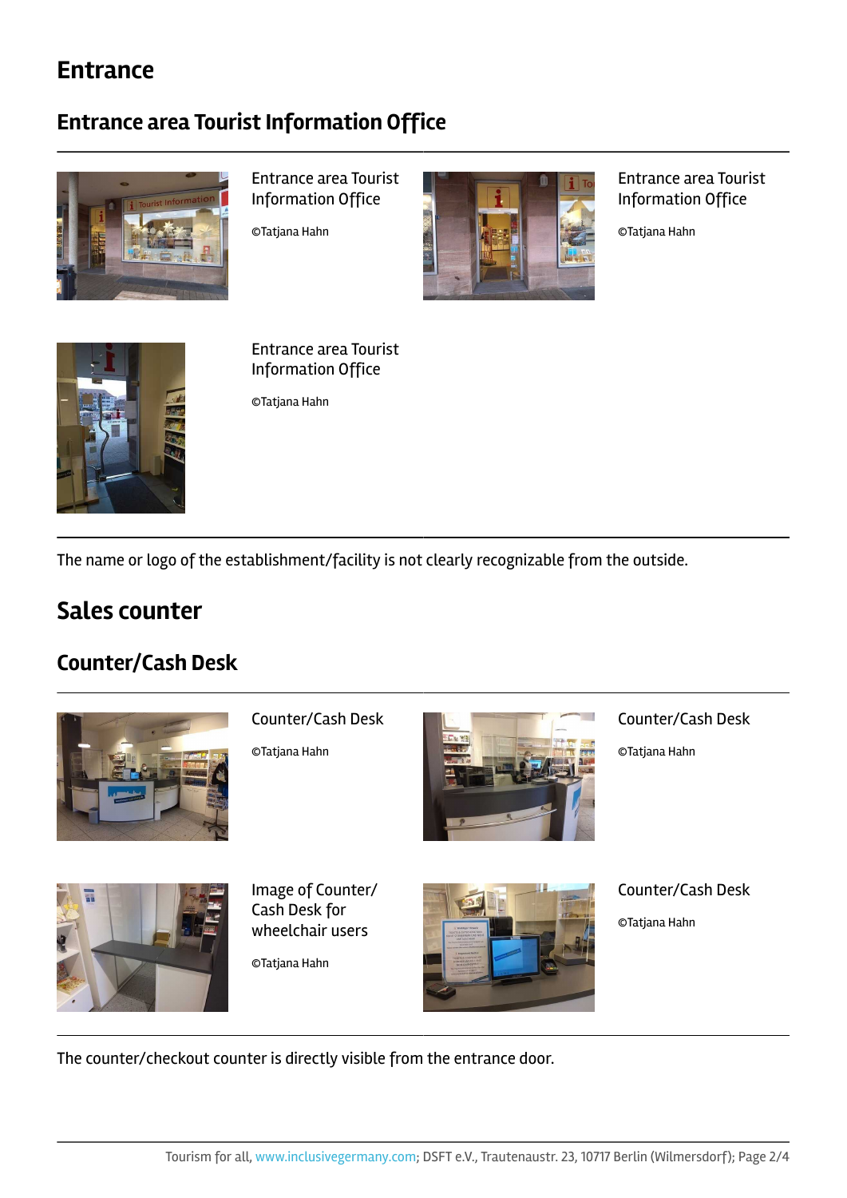# Entrance

## Entrance area Tourist Information Office

Entrance area Tourist Information Office

©Tatjana Hahn

Entrance area Tourist Information Office

©Tatjana Hahn

Entrance area Tourist Information Office

©Tatjana Hahn

The name or logo of the establishment/facility is not clearly recognizable from the outside.

# Sales counter

## Counter/Cash Desk

Counter/Cash Desk

©Tatjana Hahn

Counter/Cash Desk

©Tatjana Hahn

Image of Counter/ Cash Desk for wheelchair users

©Tatjana Hahn

Counter/Cash Desk

©Tatjana Hahn

The counter/checkout counter is directly visible from the entrance door.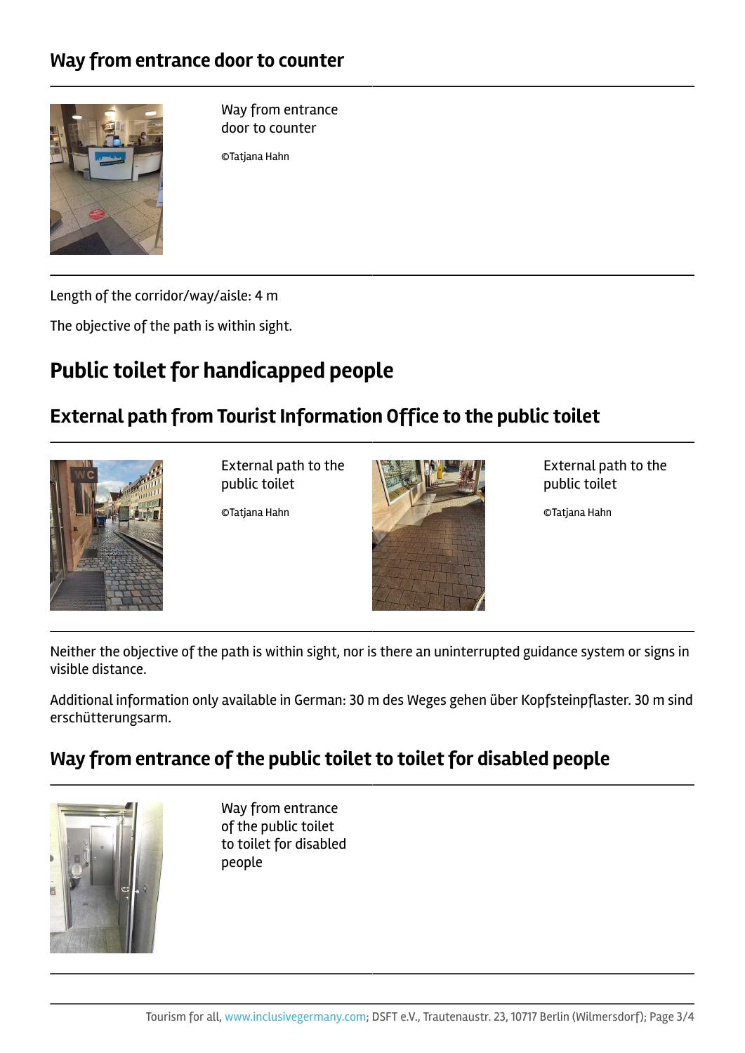## Way from entrance door to counter

Way from entrance door to counter

©Tatjana Hahn

Length of the corridor/way/aisle: 4 m

The objective of the path is within sight.

# Public toilet for handicapped people

## External path from Tourist Information Office to the public toilet

External path to the public toilet

©Tatjana Hahn

External path to the public toilet

©Tatjana Hahn

Neither the objective of the path is within sight, nor is there an uninterrupted guidance system or signs in visible distance.

Additional information only available in German: 30 m des Weges gehen über Kopfsteinpflaster. 30 m sind erschütterungsarm.

## Way from entrance of the public toilet to toilet for disabled people

Way from entrance of the public toilet to toilet for disabled people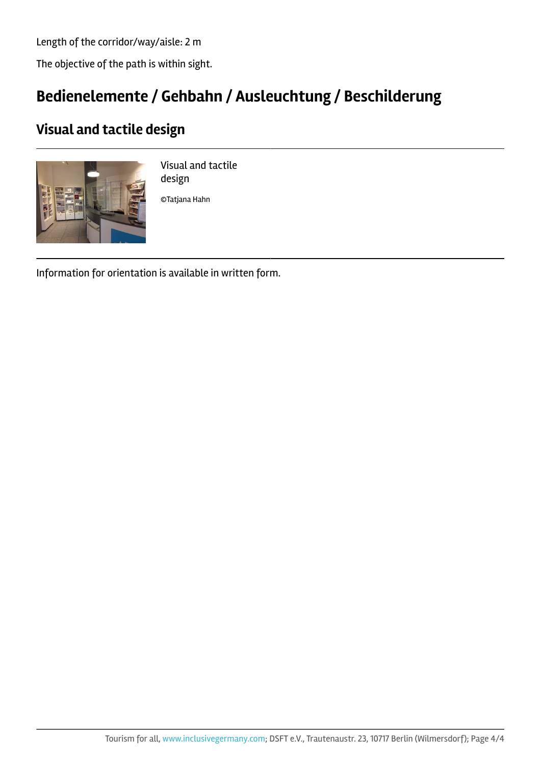Length of the corridor/way/aisle: 2 m

The objective of the path is within sight.

# Bedienelemente / Gehbahn / Ausleuchtung / Beschilderung

## Visual and tactile design

Visual and tactile design

©Tatjana Hahn

Information for orientation is available in written form.